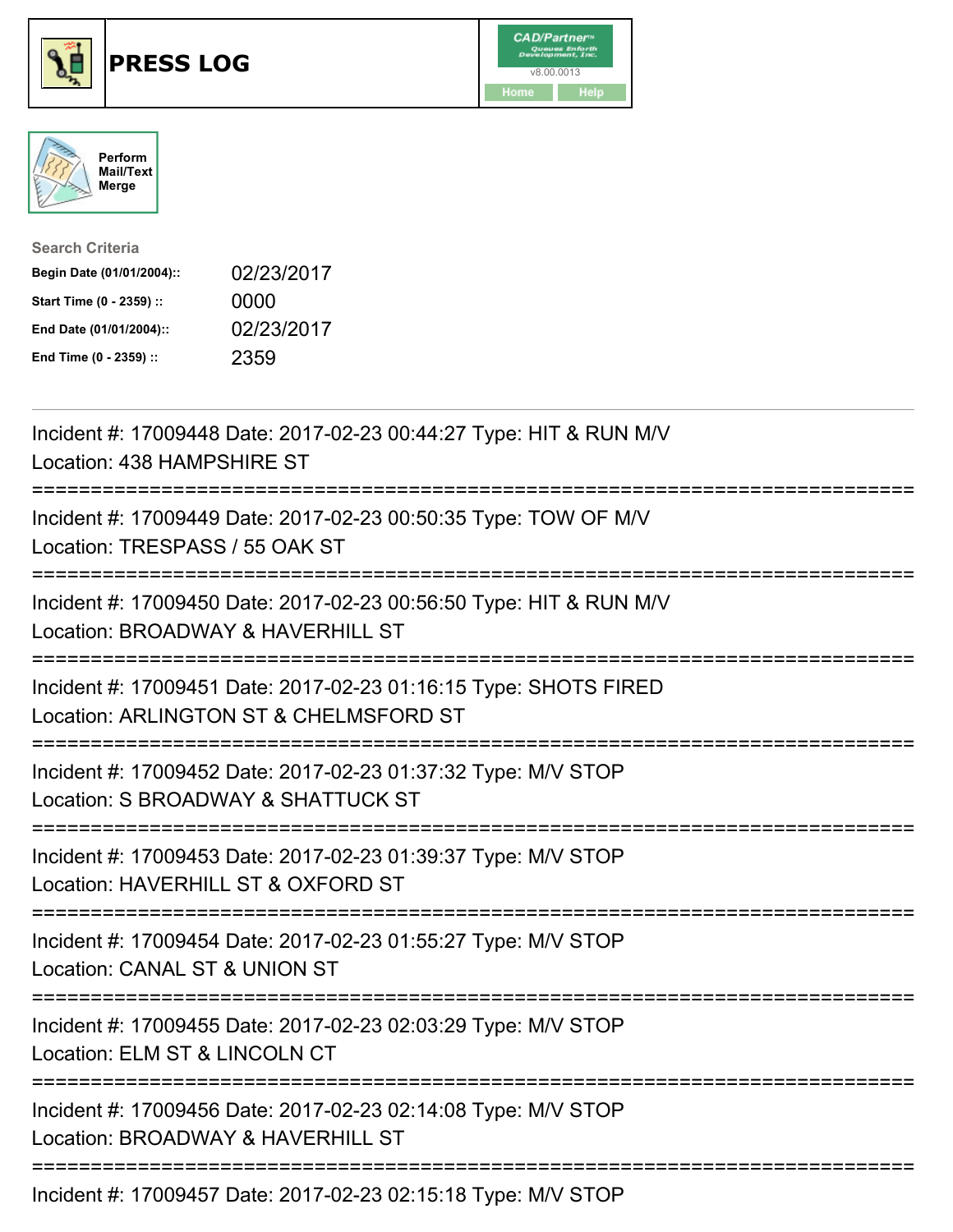# PRESS LOG

CAD/Partner™ v8.00.0013

Home | Help

Perform Mail/Text Merge

**Search Criteria**

| | |
|---|---|
| **Begin Date (01/01/2004)::** | 02/23/2017 |
| **Start Time (0 - 2359) ::** | 0000 |
| **End Date (01/01/2004)::** | 02/23/2017 |
| **End Time (0 - 2359) ::** | 2359 |

---

Incident #: 17009448 Date: 2017-02-23 00:44:27 Type: HIT & RUN M/V
Location: 438 HAMPSHIRE ST

===========================================================================

Incident #: 17009449 Date: 2017-02-23 00:50:35 Type: TOW OF M/V
Location: TRESPASS / 55 OAK ST

===========================================================================

Incident #: 17009450 Date: 2017-02-23 00:56:50 Type: HIT & RUN M/V
Location: BROADWAY & HAVERHILL ST

===========================================================================

Incident #: 17009451 Date: 2017-02-23 01:16:15 Type: SHOTS FIRED
Location: ARLINGTON ST & CHELMSFORD ST

===========================================================================

Incident #: 17009452 Date: 2017-02-23 01:37:32 Type: M/V STOP
Location: S BROADWAY & SHATTUCK ST

===========================================================================

Incident #: 17009453 Date: 2017-02-23 01:39:37 Type: M/V STOP
Location: HAVERHILL ST & OXFORD ST

===========================================================================

Incident #: 17009454 Date: 2017-02-23 01:55:27 Type: M/V STOP
Location: CANAL ST & UNION ST

===========================================================================

Incident #: 17009455 Date: 2017-02-23 02:03:29 Type: M/V STOP
Location: ELM ST & LINCOLN CT

===========================================================================

Incident #: 17009456 Date: 2017-02-23 02:14:08 Type: M/V STOP
Location: BROADWAY & HAVERHILL ST

===========================================================================

Incident #: 17009457 Date: 2017-02-23 02:15:18 Type: M/V STOP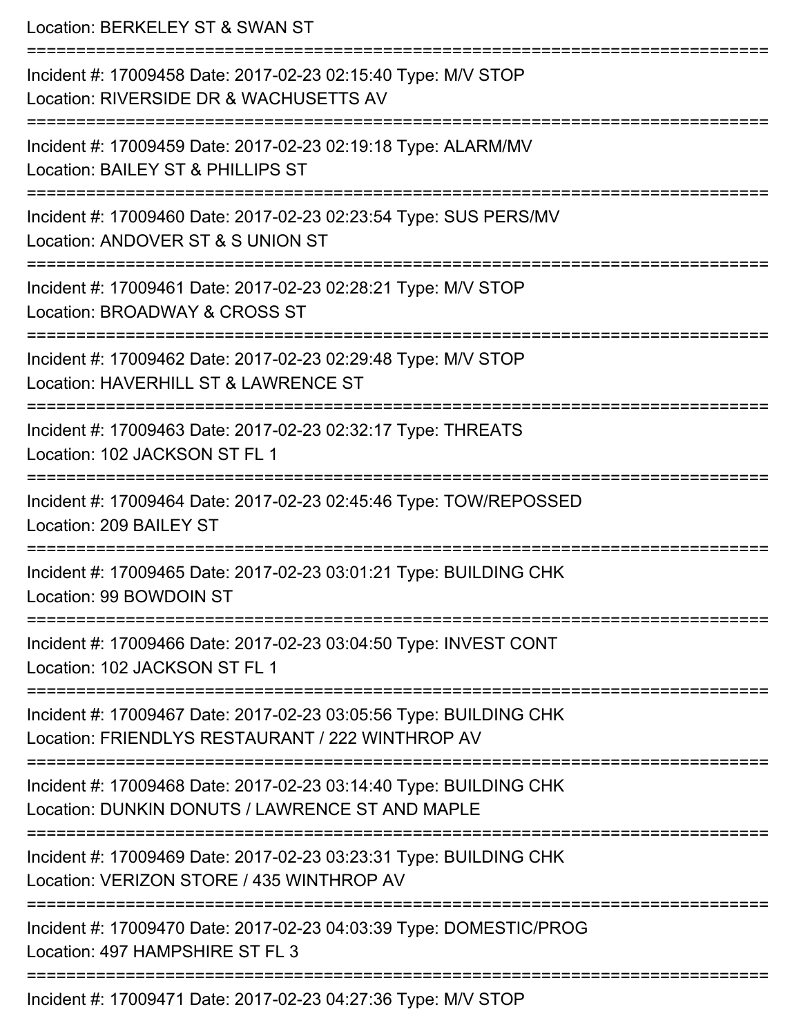Location: BERKELEY ST & SWAN ST

===========================================================================

Incident #: 17009458 Date: 2017-02-23 02:15:40 Type: M/V STOP
Location: RIVERSIDE DR & WACHUSETTS AV

===========================================================================

Incident #: 17009459 Date: 2017-02-23 02:19:18 Type: ALARM/MV
Location: BAILEY ST & PHILLIPS ST

===========================================================================

Incident #: 17009460 Date: 2017-02-23 02:23:54 Type: SUS PERS/MV
Location: ANDOVER ST & S UNION ST

===========================================================================

Incident #: 17009461 Date: 2017-02-23 02:28:21 Type: M/V STOP
Location: BROADWAY & CROSS ST

===========================================================================

Incident #: 17009462 Date: 2017-02-23 02:29:48 Type: M/V STOP
Location: HAVERHILL ST & LAWRENCE ST

===========================================================================

Incident #: 17009463 Date: 2017-02-23 02:32:17 Type: THREATS
Location: 102 JACKSON ST FL 1

===========================================================================

Incident #: 17009464 Date: 2017-02-23 02:45:46 Type: TOW/REPOSSED
Location: 209 BAILEY ST

===========================================================================

Incident #: 17009465 Date: 2017-02-23 03:01:21 Type: BUILDING CHK
Location: 99 BOWDOIN ST

===========================================================================

Incident #: 17009466 Date: 2017-02-23 03:04:50 Type: INVEST CONT
Location: 102 JACKSON ST FL 1

===========================================================================

Incident #: 17009467 Date: 2017-02-23 03:05:56 Type: BUILDING CHK
Location: FRIENDLYS RESTAURANT / 222 WINTHROP AV

===========================================================================

Incident #: 17009468 Date: 2017-02-23 03:14:40 Type: BUILDING CHK
Location: DUNKIN DONUTS / LAWRENCE ST AND MAPLE

===========================================================================

Incident #: 17009469 Date: 2017-02-23 03:23:31 Type: BUILDING CHK
Location: VERIZON STORE / 435 WINTHROP AV

===========================================================================

Incident #: 17009470 Date: 2017-02-23 04:03:39 Type: DOMESTIC/PROG
Location: 497 HAMPSHIRE ST FL 3

===========================================================================

Incident #: 17009471 Date: 2017-02-23 04:27:36 Type: M/V STOP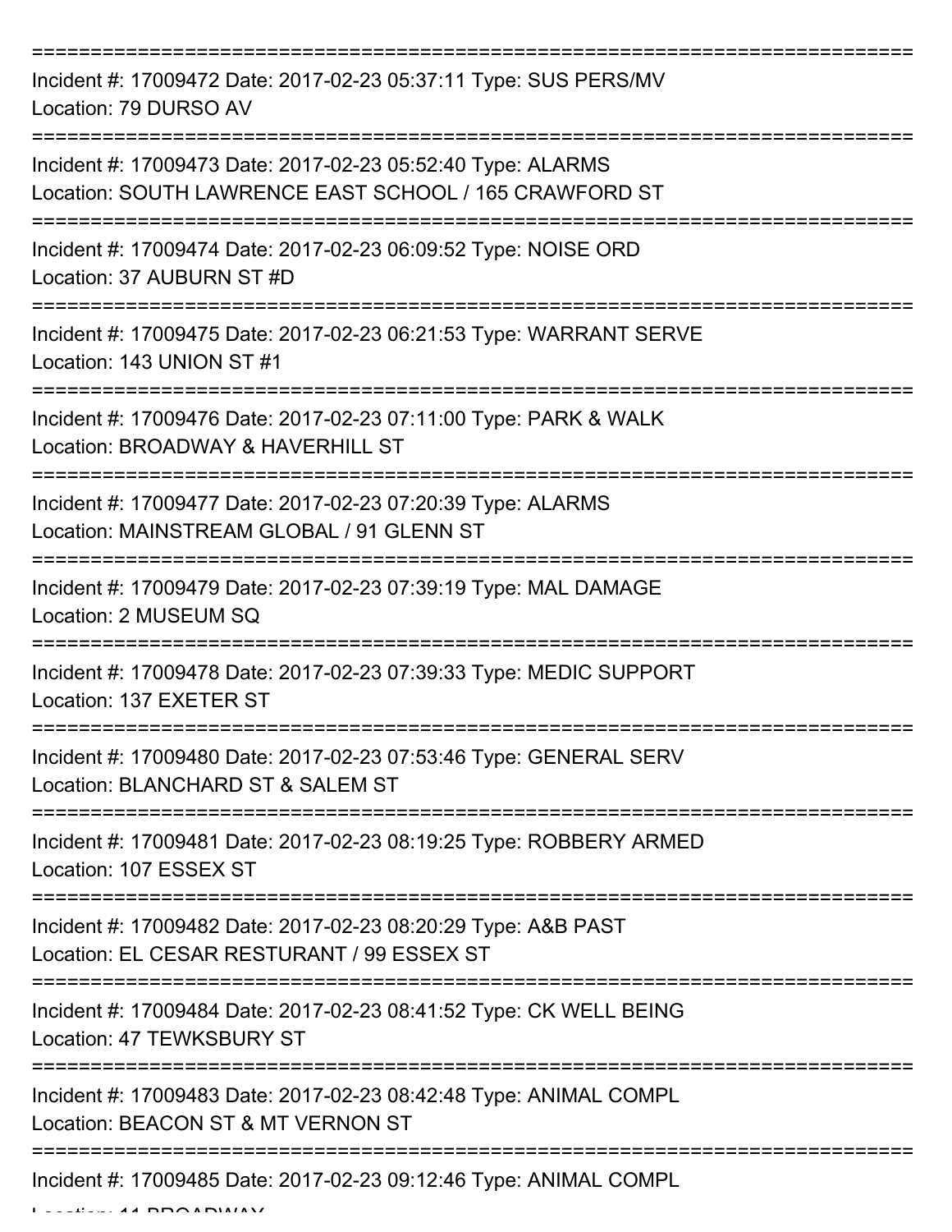Incident #: 17009472 Date: 2017-02-23 05:37:11 Type: SUS PERS/MV
Location: 79 DURSO AV

Incident #: 17009473 Date: 2017-02-23 05:52:40 Type: ALARMS
Location: SOUTH LAWRENCE EAST SCHOOL / 165 CRAWFORD ST

Incident #: 17009474 Date: 2017-02-23 06:09:52 Type: NOISE ORD
Location: 37 AUBURN ST #D

Incident #: 17009475 Date: 2017-02-23 06:21:53 Type: WARRANT SERVE
Location: 143 UNION ST #1

Incident #: 17009476 Date: 2017-02-23 07:11:00 Type: PARK & WALK
Location: BROADWAY & HAVERHILL ST

Incident #: 17009477 Date: 2017-02-23 07:20:39 Type: ALARMS
Location: MAINSTREAM GLOBAL / 91 GLENN ST

Incident #: 17009479 Date: 2017-02-23 07:39:19 Type: MAL DAMAGE
Location: 2 MUSEUM SQ

Incident #: 17009478 Date: 2017-02-23 07:39:33 Type: MEDIC SUPPORT
Location: 137 EXETER ST

Incident #: 17009480 Date: 2017-02-23 07:53:46 Type: GENERAL SERV
Location: BLANCHARD ST & SALEM ST

Incident #: 17009481 Date: 2017-02-23 08:19:25 Type: ROBBERY ARMED
Location: 107 ESSEX ST

Incident #: 17009482 Date: 2017-02-23 08:20:29 Type: A&B PAST
Location: EL CESAR RESTURANT / 99 ESSEX ST

Incident #: 17009484 Date: 2017-02-23 08:41:52 Type: CK WELL BEING
Location: 47 TEWKSBURY ST

Incident #: 17009483 Date: 2017-02-23 08:42:48 Type: ANIMAL COMPL
Location: BEACON ST & MT VERNON ST

Incident #: 17009485 Date: 2017-02-23 09:12:46 Type: ANIMAL COMPL
Location: 11 BROADWAY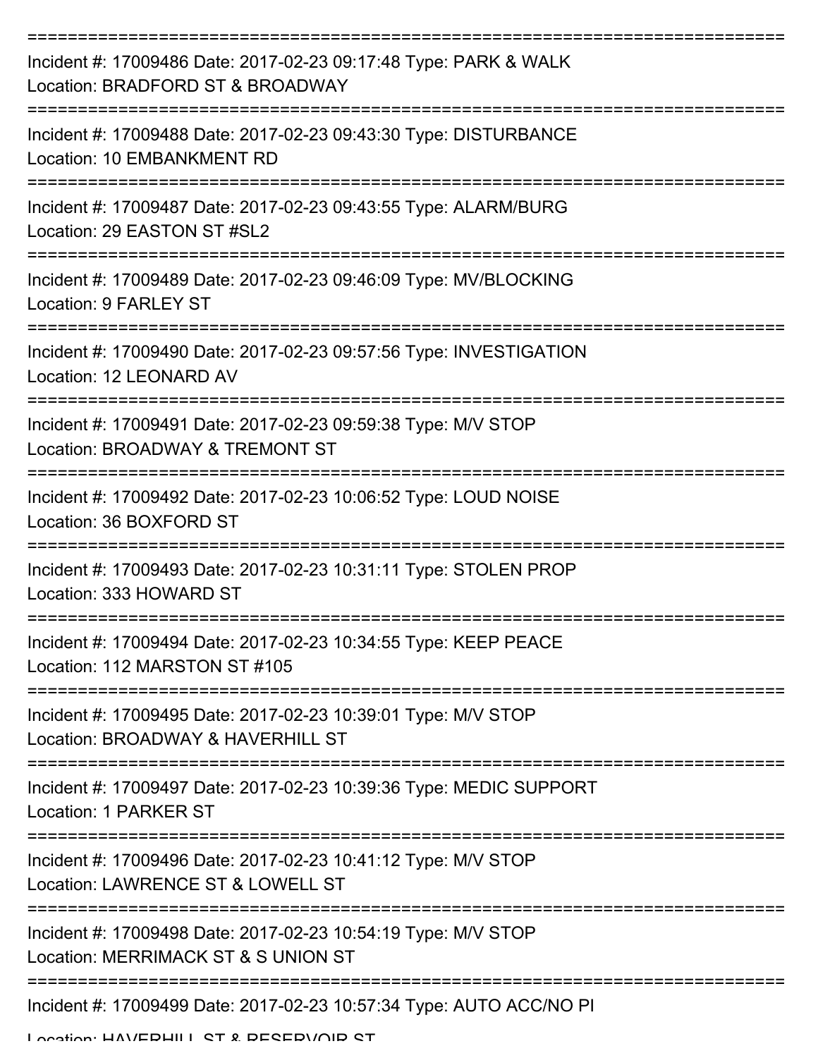===========================================================================

Incident #: 17009486 Date: 2017-02-23 09:17:48 Type: PARK & WALK
Location: BRADFORD ST & BROADWAY

===========================================================================

Incident #: 17009488 Date: 2017-02-23 09:43:30 Type: DISTURBANCE
Location: 10 EMBANKMENT RD

===========================================================================

Incident #: 17009487 Date: 2017-02-23 09:43:55 Type: ALARM/BURG
Location: 29 EASTON ST #SL2

===========================================================================

Incident #: 17009489 Date: 2017-02-23 09:46:09 Type: MV/BLOCKING
Location: 9 FARLEY ST

===========================================================================

Incident #: 17009490 Date: 2017-02-23 09:57:56 Type: INVESTIGATION
Location: 12 LEONARD AV

===========================================================================

Incident #: 17009491 Date: 2017-02-23 09:59:38 Type: M/V STOP
Location: BROADWAY & TREMONT ST

===========================================================================

Incident #: 17009492 Date: 2017-02-23 10:06:52 Type: LOUD NOISE
Location: 36 BOXFORD ST

===========================================================================

Incident #: 17009493 Date: 2017-02-23 10:31:11 Type: STOLEN PROP
Location: 333 HOWARD ST

===========================================================================

Incident #: 17009494 Date: 2017-02-23 10:34:55 Type: KEEP PEACE
Location: 112 MARSTON ST #105

===========================================================================

Incident #: 17009495 Date: 2017-02-23 10:39:01 Type: M/V STOP
Location: BROADWAY & HAVERHILL ST

===========================================================================

Incident #: 17009497 Date: 2017-02-23 10:39:36 Type: MEDIC SUPPORT
Location: 1 PARKER ST

===========================================================================

Incident #: 17009496 Date: 2017-02-23 10:41:12 Type: M/V STOP
Location: LAWRENCE ST & LOWELL ST

===========================================================================

Incident #: 17009498 Date: 2017-02-23 10:54:19 Type: M/V STOP
Location: MERRIMACK ST & S UNION ST

===========================================================================

Incident #: 17009499 Date: 2017-02-23 10:57:34 Type: AUTO ACC/NO PI
Location: HAVERHILL ST & RESERVOIR ST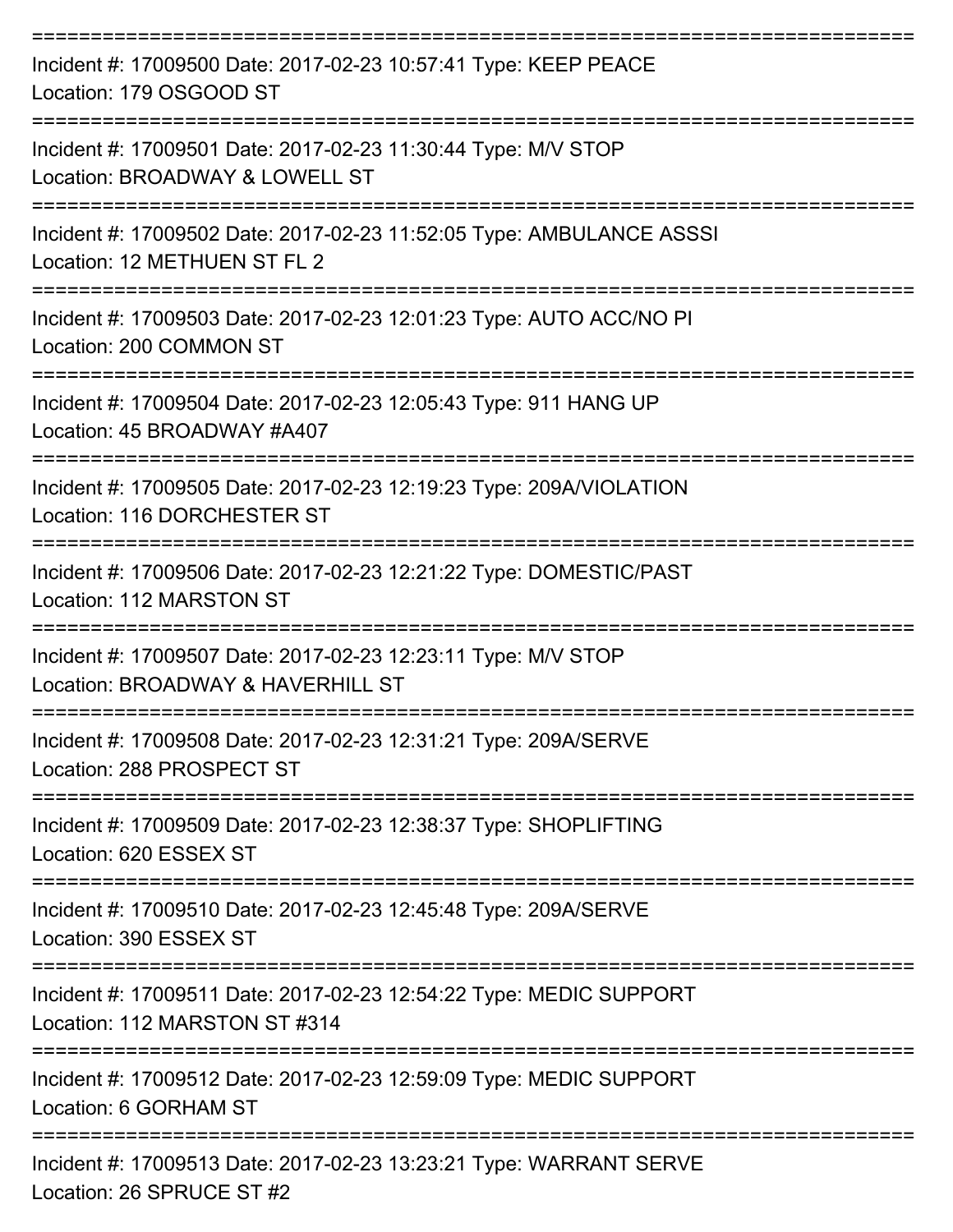===========================================================================

Incident #: 17009500 Date: 2017-02-23 10:57:41 Type: KEEP PEACE
Location: 179 OSGOOD ST

===========================================================================

Incident #: 17009501 Date: 2017-02-23 11:30:44 Type: M/V STOP
Location: BROADWAY & LOWELL ST

===========================================================================

Incident #: 17009502 Date: 2017-02-23 11:52:05 Type: AMBULANCE ASSSI
Location: 12 METHUEN ST FL 2

===========================================================================

Incident #: 17009503 Date: 2017-02-23 12:01:23 Type: AUTO ACC/NO PI
Location: 200 COMMON ST

===========================================================================

Incident #: 17009504 Date: 2017-02-23 12:05:43 Type: 911 HANG UP
Location: 45 BROADWAY #A407

===========================================================================

Incident #: 17009505 Date: 2017-02-23 12:19:23 Type: 209A/VIOLATION
Location: 116 DORCHESTER ST

===========================================================================

Incident #: 17009506 Date: 2017-02-23 12:21:22 Type: DOMESTIC/PAST
Location: 112 MARSTON ST

===========================================================================

Incident #: 17009507 Date: 2017-02-23 12:23:11 Type: M/V STOP
Location: BROADWAY & HAVERHILL ST

===========================================================================

Incident #: 17009508 Date: 2017-02-23 12:31:21 Type: 209A/SERVE
Location: 288 PROSPECT ST

===========================================================================

Incident #: 17009509 Date: 2017-02-23 12:38:37 Type: SHOPLIFTING
Location: 620 ESSEX ST

===========================================================================

Incident #: 17009510 Date: 2017-02-23 12:45:48 Type: 209A/SERVE
Location: 390 ESSEX ST

===========================================================================

Incident #: 17009511 Date: 2017-02-23 12:54:22 Type: MEDIC SUPPORT
Location: 112 MARSTON ST #314

===========================================================================

Incident #: 17009512 Date: 2017-02-23 12:59:09 Type: MEDIC SUPPORT
Location: 6 GORHAM ST

===========================================================================

Incident #: 17009513 Date: 2017-02-23 13:23:21 Type: WARRANT SERVE
Location: 26 SPRUCE ST #2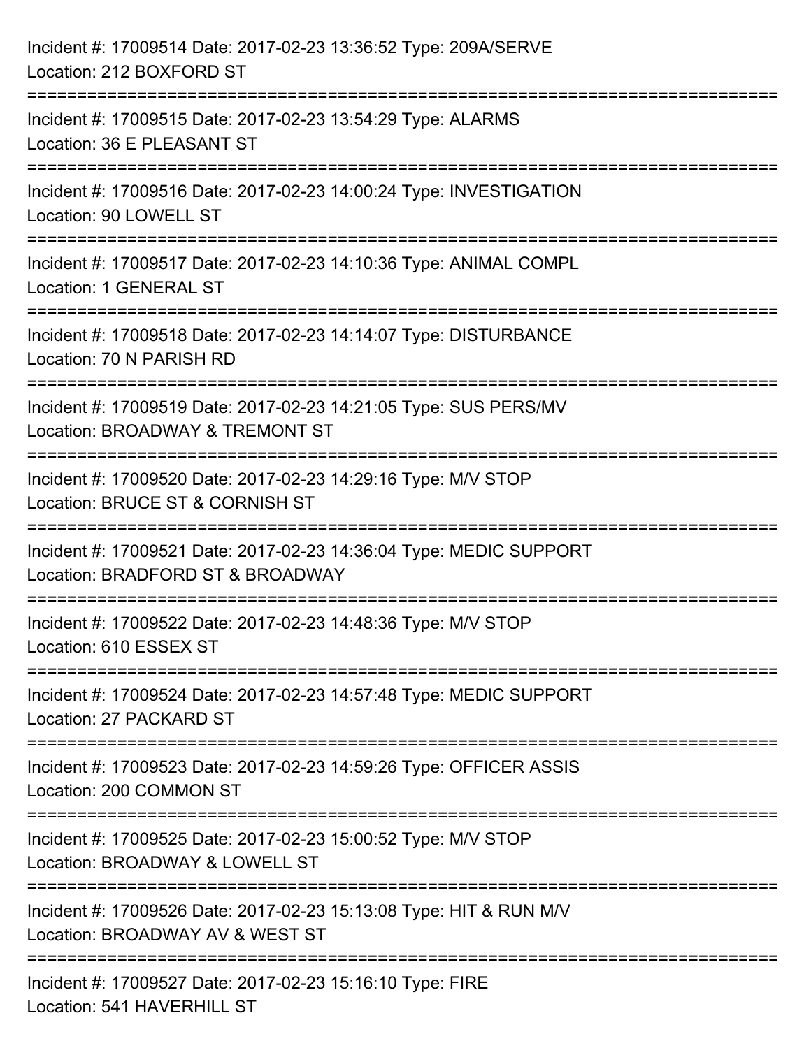Incident #: 17009514 Date: 2017-02-23 13:36:52 Type: 209A/SERVE
Location: 212 BOXFORD ST

===========================================================================

Incident #: 17009515 Date: 2017-02-23 13:54:29 Type: ALARMS
Location: 36 E PLEASANT ST

===========================================================================

Incident #: 17009516 Date: 2017-02-23 14:00:24 Type: INVESTIGATION
Location: 90 LOWELL ST

===========================================================================

Incident #: 17009517 Date: 2017-02-23 14:10:36 Type: ANIMAL COMPL
Location: 1 GENERAL ST

===========================================================================

Incident #: 17009518 Date: 2017-02-23 14:14:07 Type: DISTURBANCE
Location: 70 N PARISH RD

===========================================================================

Incident #: 17009519 Date: 2017-02-23 14:21:05 Type: SUS PERS/MV
Location: BROADWAY & TREMONT ST

===========================================================================

Incident #: 17009520 Date: 2017-02-23 14:29:16 Type: M/V STOP
Location: BRUCE ST & CORNISH ST

===========================================================================

Incident #: 17009521 Date: 2017-02-23 14:36:04 Type: MEDIC SUPPORT
Location: BRADFORD ST & BROADWAY

===========================================================================

Incident #: 17009522 Date: 2017-02-23 14:48:36 Type: M/V STOP
Location: 610 ESSEX ST

===========================================================================

Incident #: 17009524 Date: 2017-02-23 14:57:48 Type: MEDIC SUPPORT
Location: 27 PACKARD ST

===========================================================================

Incident #: 17009523 Date: 2017-02-23 14:59:26 Type: OFFICER ASSIS
Location: 200 COMMON ST

===========================================================================

Incident #: 17009525 Date: 2017-02-23 15:00:52 Type: M/V STOP
Location: BROADWAY & LOWELL ST

===========================================================================

Incident #: 17009526 Date: 2017-02-23 15:13:08 Type: HIT & RUN M/V
Location: BROADWAY AV & WEST ST

===========================================================================

Incident #: 17009527 Date: 2017-02-23 15:16:10 Type: FIRE
Location: 541 HAVERHILL ST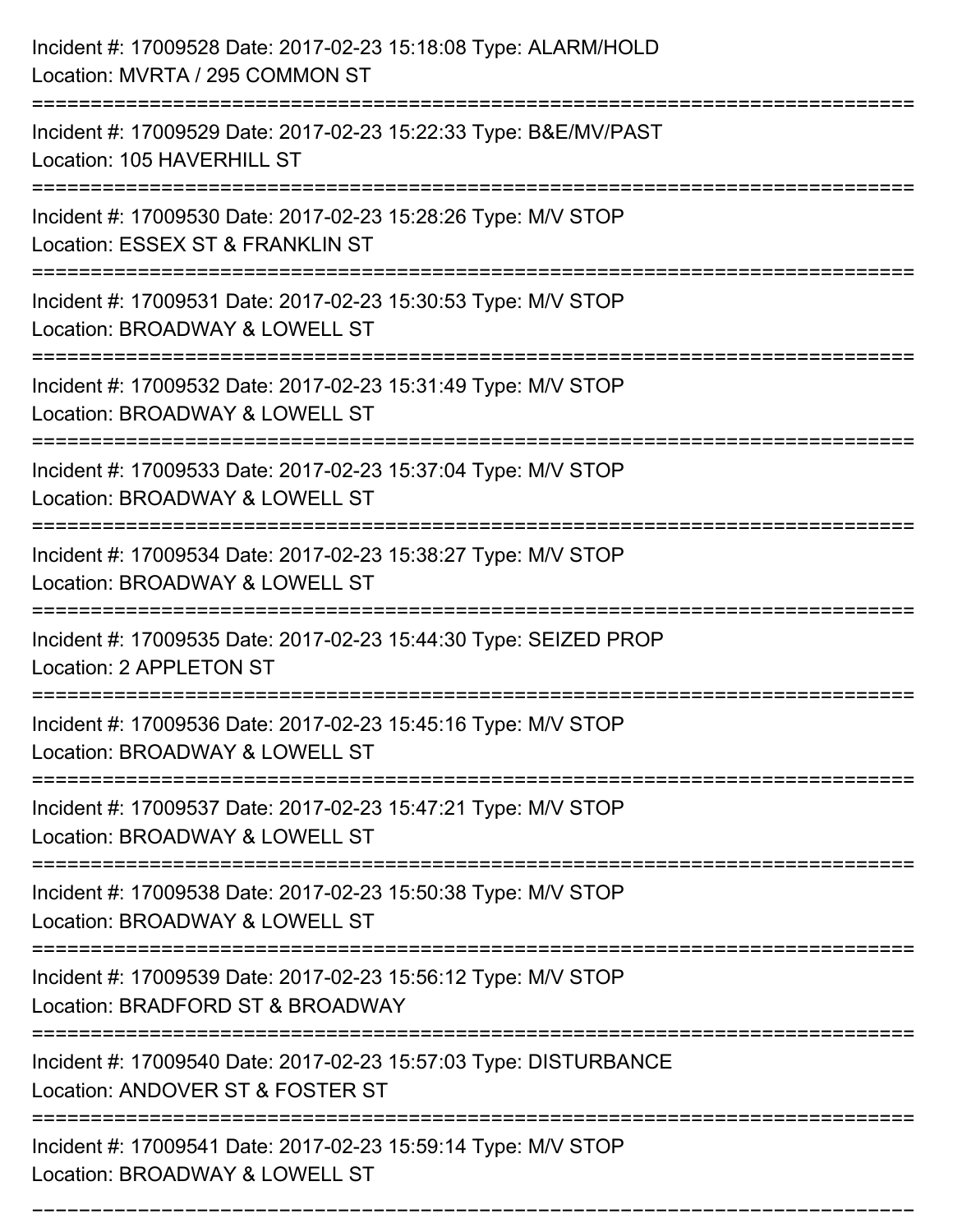Incident #: 17009528 Date: 2017-02-23 15:18:08 Type: ALARM/HOLD
Location: MVRTA / 295 COMMON ST

===========================================================================

Incident #: 17009529 Date: 2017-02-23 15:22:33 Type: B&E/MV/PAST
Location: 105 HAVERHILL ST

===========================================================================

Incident #: 17009530 Date: 2017-02-23 15:28:26 Type: M/V STOP
Location: ESSEX ST & FRANKLIN ST

===========================================================================

Incident #: 17009531 Date: 2017-02-23 15:30:53 Type: M/V STOP
Location: BROADWAY & LOWELL ST

===========================================================================

Incident #: 17009532 Date: 2017-02-23 15:31:49 Type: M/V STOP
Location: BROADWAY & LOWELL ST

===========================================================================

Incident #: 17009533 Date: 2017-02-23 15:37:04 Type: M/V STOP
Location: BROADWAY & LOWELL ST

===========================================================================

Incident #: 17009534 Date: 2017-02-23 15:38:27 Type: M/V STOP
Location: BROADWAY & LOWELL ST

===========================================================================

Incident #: 17009535 Date: 2017-02-23 15:44:30 Type: SEIZED PROP
Location: 2 APPLETON ST

===========================================================================

Incident #: 17009536 Date: 2017-02-23 15:45:16 Type: M/V STOP
Location: BROADWAY & LOWELL ST

===========================================================================

Incident #: 17009537 Date: 2017-02-23 15:47:21 Type: M/V STOP
Location: BROADWAY & LOWELL ST

===========================================================================

Incident #: 17009538 Date: 2017-02-23 15:50:38 Type: M/V STOP
Location: BROADWAY & LOWELL ST

===========================================================================

Incident #: 17009539 Date: 2017-02-23 15:56:12 Type: M/V STOP
Location: BRADFORD ST & BROADWAY

===========================================================================

Incident #: 17009540 Date: 2017-02-23 15:57:03 Type: DISTURBANCE
Location: ANDOVER ST & FOSTER ST

===========================================================================

Incident #: 17009541 Date: 2017-02-23 15:59:14 Type: M/V STOP
Location: BROADWAY & LOWELL ST

===========================================================================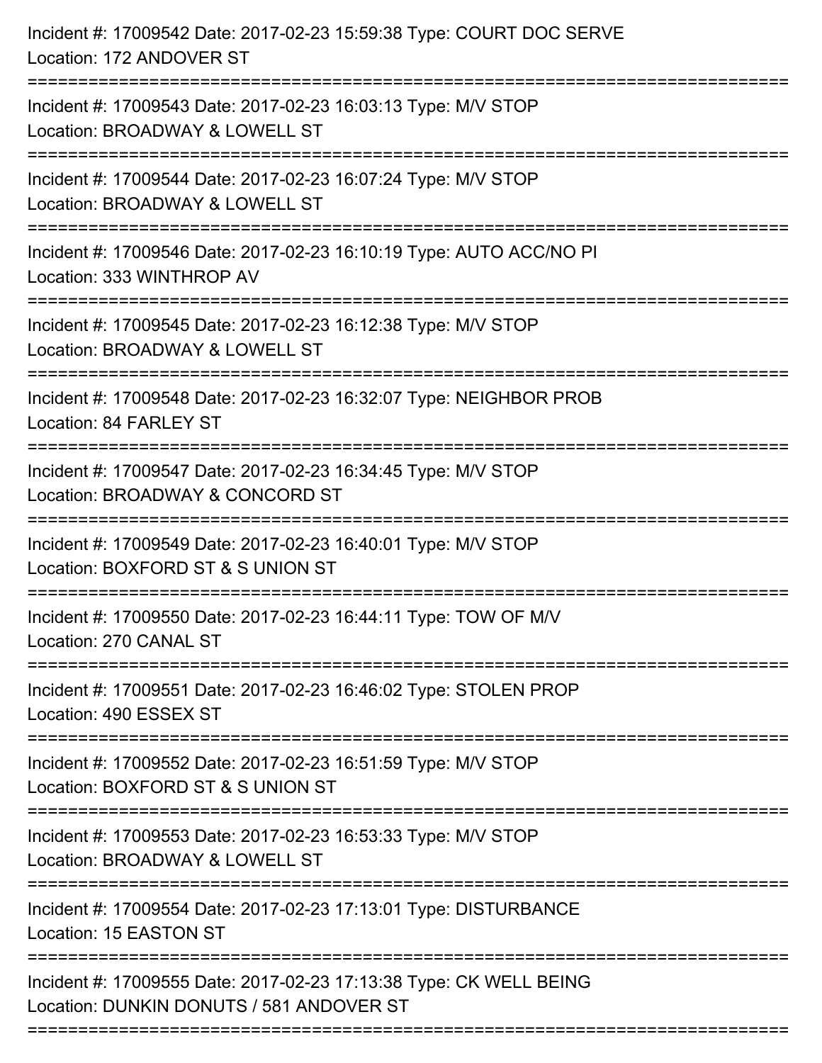Incident #: 17009542 Date: 2017-02-23 15:59:38 Type: COURT DOC SERVE
Location: 172 ANDOVER ST

===========================================================================

Incident #: 17009543 Date: 2017-02-23 16:03:13 Type: M/V STOP
Location: BROADWAY & LOWELL ST

===========================================================================

Incident #: 17009544 Date: 2017-02-23 16:07:24 Type: M/V STOP
Location: BROADWAY & LOWELL ST

===========================================================================

Incident #: 17009546 Date: 2017-02-23 16:10:19 Type: AUTO ACC/NO PI
Location: 333 WINTHROP AV

===========================================================================

Incident #: 17009545 Date: 2017-02-23 16:12:38 Type: M/V STOP
Location: BROADWAY & LOWELL ST

===========================================================================

Incident #: 17009548 Date: 2017-02-23 16:32:07 Type: NEIGHBOR PROB
Location: 84 FARLEY ST

===========================================================================

Incident #: 17009547 Date: 2017-02-23 16:34:45 Type: M/V STOP
Location: BROADWAY & CONCORD ST

===========================================================================

Incident #: 17009549 Date: 2017-02-23 16:40:01 Type: M/V STOP
Location: BOXFORD ST & S UNION ST

===========================================================================

Incident #: 17009550 Date: 2017-02-23 16:44:11 Type: TOW OF M/V
Location: 270 CANAL ST

===========================================================================

Incident #: 17009551 Date: 2017-02-23 16:46:02 Type: STOLEN PROP
Location: 490 ESSEX ST

===========================================================================

Incident #: 17009552 Date: 2017-02-23 16:51:59 Type: M/V STOP
Location: BOXFORD ST & S UNION ST

===========================================================================

Incident #: 17009553 Date: 2017-02-23 16:53:33 Type: M/V STOP
Location: BROADWAY & LOWELL ST

===========================================================================

Incident #: 17009554 Date: 2017-02-23 17:13:01 Type: DISTURBANCE
Location: 15 EASTON ST

===========================================================================

Incident #: 17009555 Date: 2017-02-23 17:13:38 Type: CK WELL BEING
Location: DUNKIN DONUTS / 581 ANDOVER ST

===========================================================================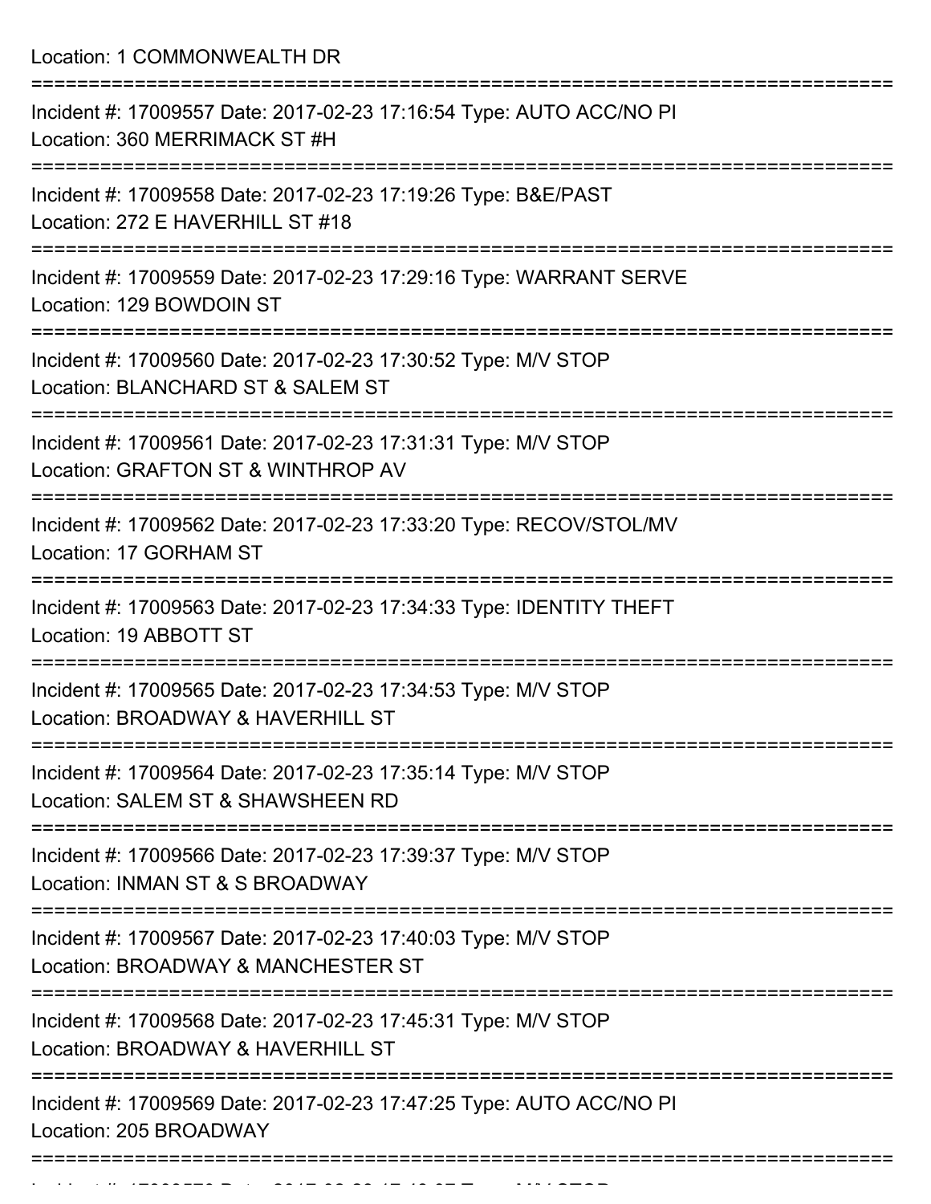Location: 1 COMMONWEALTH DR

===========================================================================

Incident #: 17009557 Date: 2017-02-23 17:16:54 Type: AUTO ACC/NO PI
Location: 360 MERRIMACK ST #H

===========================================================================

Incident #: 17009558 Date: 2017-02-23 17:19:26 Type: B&E/PAST
Location: 272 E HAVERHILL ST #18

===========================================================================

Incident #: 17009559 Date: 2017-02-23 17:29:16 Type: WARRANT SERVE
Location: 129 BOWDOIN ST

===========================================================================

Incident #: 17009560 Date: 2017-02-23 17:30:52 Type: M/V STOP
Location: BLANCHARD ST & SALEM ST

===========================================================================

Incident #: 17009561 Date: 2017-02-23 17:31:31 Type: M/V STOP
Location: GRAFTON ST & WINTHROP AV

===========================================================================

Incident #: 17009562 Date: 2017-02-23 17:33:20 Type: RECOV/STOL/MV
Location: 17 GORHAM ST

===========================================================================

Incident #: 17009563 Date: 2017-02-23 17:34:33 Type: IDENTITY THEFT
Location: 19 ABBOTT ST

===========================================================================

Incident #: 17009565 Date: 2017-02-23 17:34:53 Type: M/V STOP
Location: BROADWAY & HAVERHILL ST

===========================================================================

Incident #: 17009564 Date: 2017-02-23 17:35:14 Type: M/V STOP
Location: SALEM ST & SHAWSHEEN RD

===========================================================================

Incident #: 17009566 Date: 2017-02-23 17:39:37 Type: M/V STOP
Location: INMAN ST & S BROADWAY

===========================================================================

Incident #: 17009567 Date: 2017-02-23 17:40:03 Type: M/V STOP
Location: BROADWAY & MANCHESTER ST

===========================================================================

Incident #: 17009568 Date: 2017-02-23 17:45:31 Type: M/V STOP
Location: BROADWAY & HAVERHILL ST

===========================================================================

Incident #: 17009569 Date: 2017-02-23 17:47:25 Type: AUTO ACC/NO PI
Location: 205 BROADWAY

===========================================================================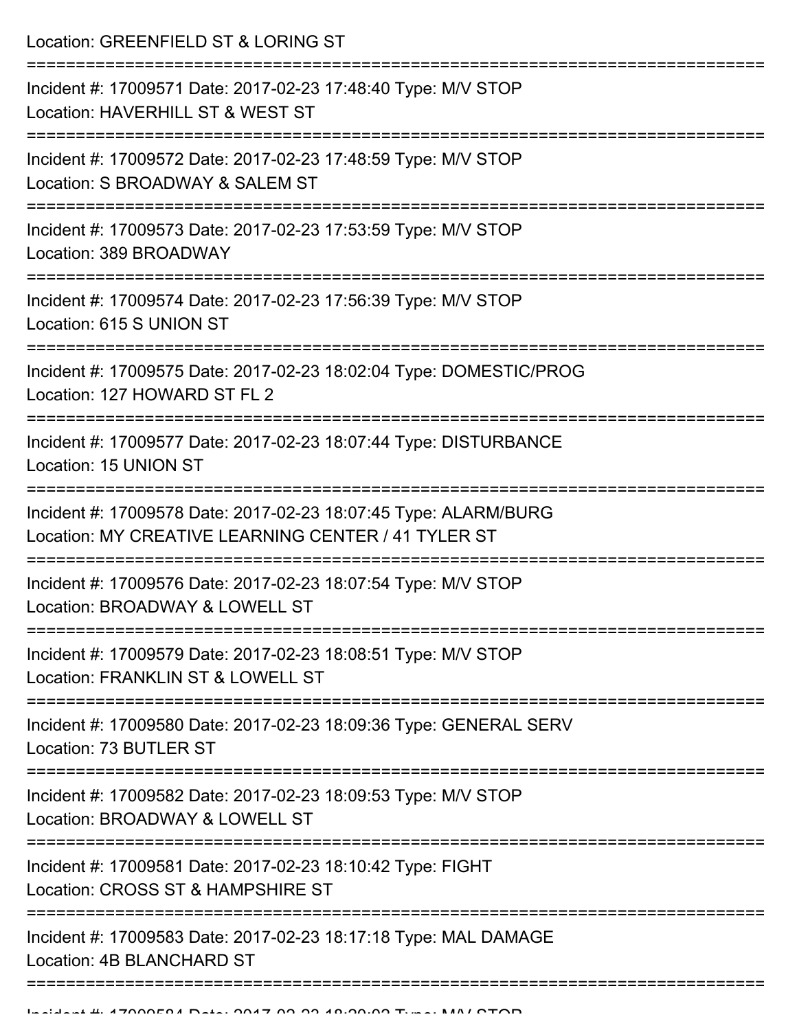Location: GREENFIELD ST & LORING ST

===========================================================================

Incident #: 17009571 Date: 2017-02-23 17:48:40 Type: M/V STOP
Location: HAVERHILL ST & WEST ST

===========================================================================

Incident #: 17009572 Date: 2017-02-23 17:48:59 Type: M/V STOP
Location: S BROADWAY & SALEM ST

===========================================================================

Incident #: 17009573 Date: 2017-02-23 17:53:59 Type: M/V STOP
Location: 389 BROADWAY

===========================================================================

Incident #: 17009574 Date: 2017-02-23 17:56:39 Type: M/V STOP
Location: 615 S UNION ST

===========================================================================

Incident #: 17009575 Date: 2017-02-23 18:02:04 Type: DOMESTIC/PROG
Location: 127 HOWARD ST FL 2

===========================================================================

Incident #: 17009577 Date: 2017-02-23 18:07:44 Type: DISTURBANCE
Location: 15 UNION ST

===========================================================================

Incident #: 17009578 Date: 2017-02-23 18:07:45 Type: ALARM/BURG
Location: MY CREATIVE LEARNING CENTER / 41 TYLER ST

===========================================================================

Incident #: 17009576 Date: 2017-02-23 18:07:54 Type: M/V STOP
Location: BROADWAY & LOWELL ST

===========================================================================

Incident #: 17009579 Date: 2017-02-23 18:08:51 Type: M/V STOP
Location: FRANKLIN ST & LOWELL ST

===========================================================================

Incident #: 17009580 Date: 2017-02-23 18:09:36 Type: GENERAL SERV
Location: 73 BUTLER ST

===========================================================================

Incident #: 17009582 Date: 2017-02-23 18:09:53 Type: M/V STOP
Location: BROADWAY & LOWELL ST

===========================================================================

Incident #: 17009581 Date: 2017-02-23 18:10:42 Type: FIGHT
Location: CROSS ST & HAMPSHIRE ST

===========================================================================

Incident #: 17009583 Date: 2017-02-23 18:17:18 Type: MAL DAMAGE
Location: 4B BLANCHARD ST

===========================================================================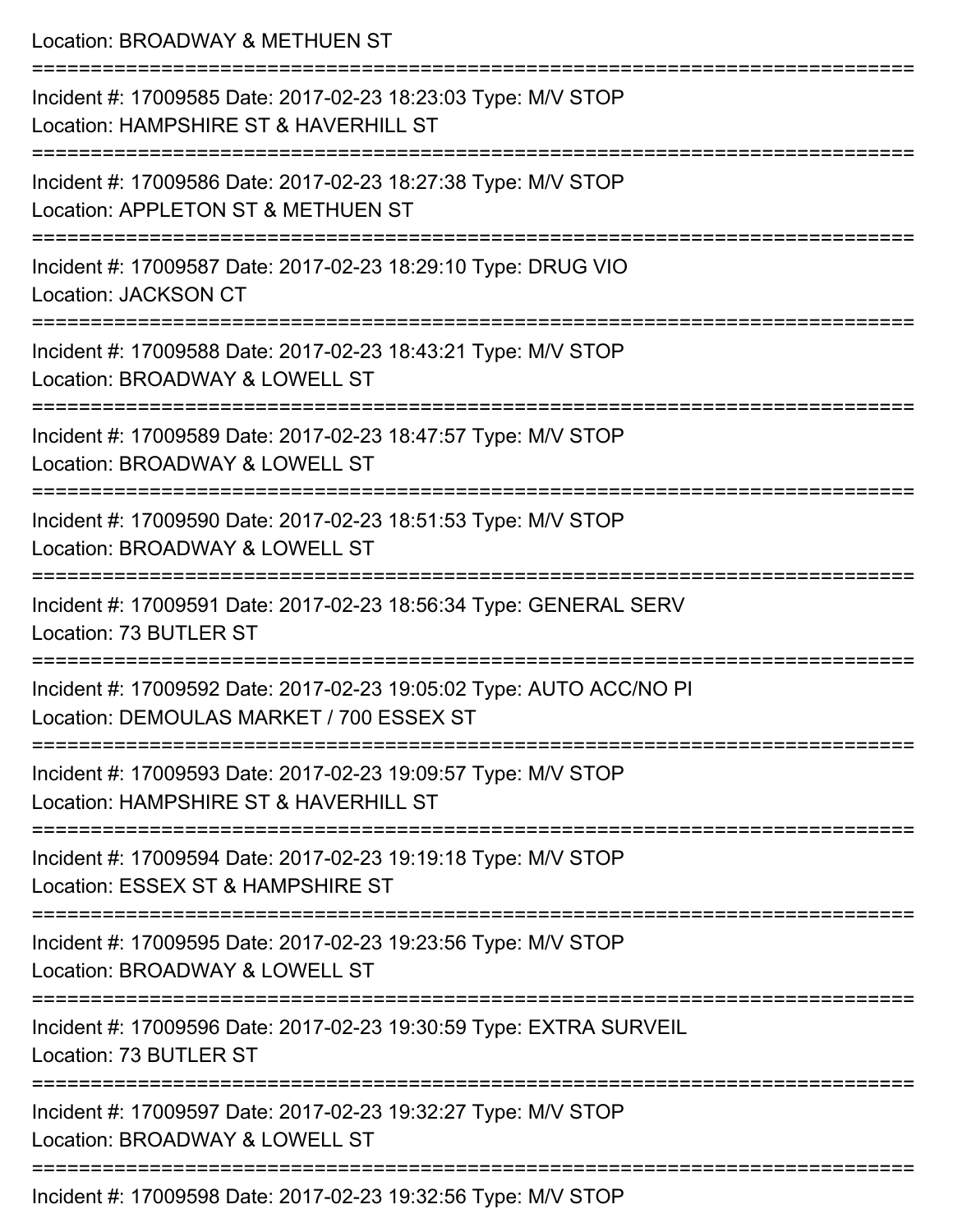Location: BROADWAY & METHUEN ST

===========================================================================

Incident #: 17009585 Date: 2017-02-23 18:23:03 Type: M/V STOP
Location: HAMPSHIRE ST & HAVERHILL ST

===========================================================================

Incident #: 17009586 Date: 2017-02-23 18:27:38 Type: M/V STOP
Location: APPLETON ST & METHUEN ST

===========================================================================

Incident #: 17009587 Date: 2017-02-23 18:29:10 Type: DRUG VIO
Location: JACKSON CT

===========================================================================

Incident #: 17009588 Date: 2017-02-23 18:43:21 Type: M/V STOP
Location: BROADWAY & LOWELL ST

===========================================================================

Incident #: 17009589 Date: 2017-02-23 18:47:57 Type: M/V STOP
Location: BROADWAY & LOWELL ST

===========================================================================

Incident #: 17009590 Date: 2017-02-23 18:51:53 Type: M/V STOP
Location: BROADWAY & LOWELL ST

===========================================================================

Incident #: 17009591 Date: 2017-02-23 18:56:34 Type: GENERAL SERV
Location: 73 BUTLER ST

===========================================================================

Incident #: 17009592 Date: 2017-02-23 19:05:02 Type: AUTO ACC/NO PI
Location: DEMOULAS MARKET / 700 ESSEX ST

===========================================================================

Incident #: 17009593 Date: 2017-02-23 19:09:57 Type: M/V STOP
Location: HAMPSHIRE ST & HAVERHILL ST

===========================================================================

Incident #: 17009594 Date: 2017-02-23 19:19:18 Type: M/V STOP
Location: ESSEX ST & HAMPSHIRE ST

===========================================================================

Incident #: 17009595 Date: 2017-02-23 19:23:56 Type: M/V STOP
Location: BROADWAY & LOWELL ST

===========================================================================

Incident #: 17009596 Date: 2017-02-23 19:30:59 Type: EXTRA SURVEIL
Location: 73 BUTLER ST

===========================================================================

Incident #: 17009597 Date: 2017-02-23 19:32:27 Type: M/V STOP
Location: BROADWAY & LOWELL ST

===========================================================================

Incident #: 17009598 Date: 2017-02-23 19:32:56 Type: M/V STOP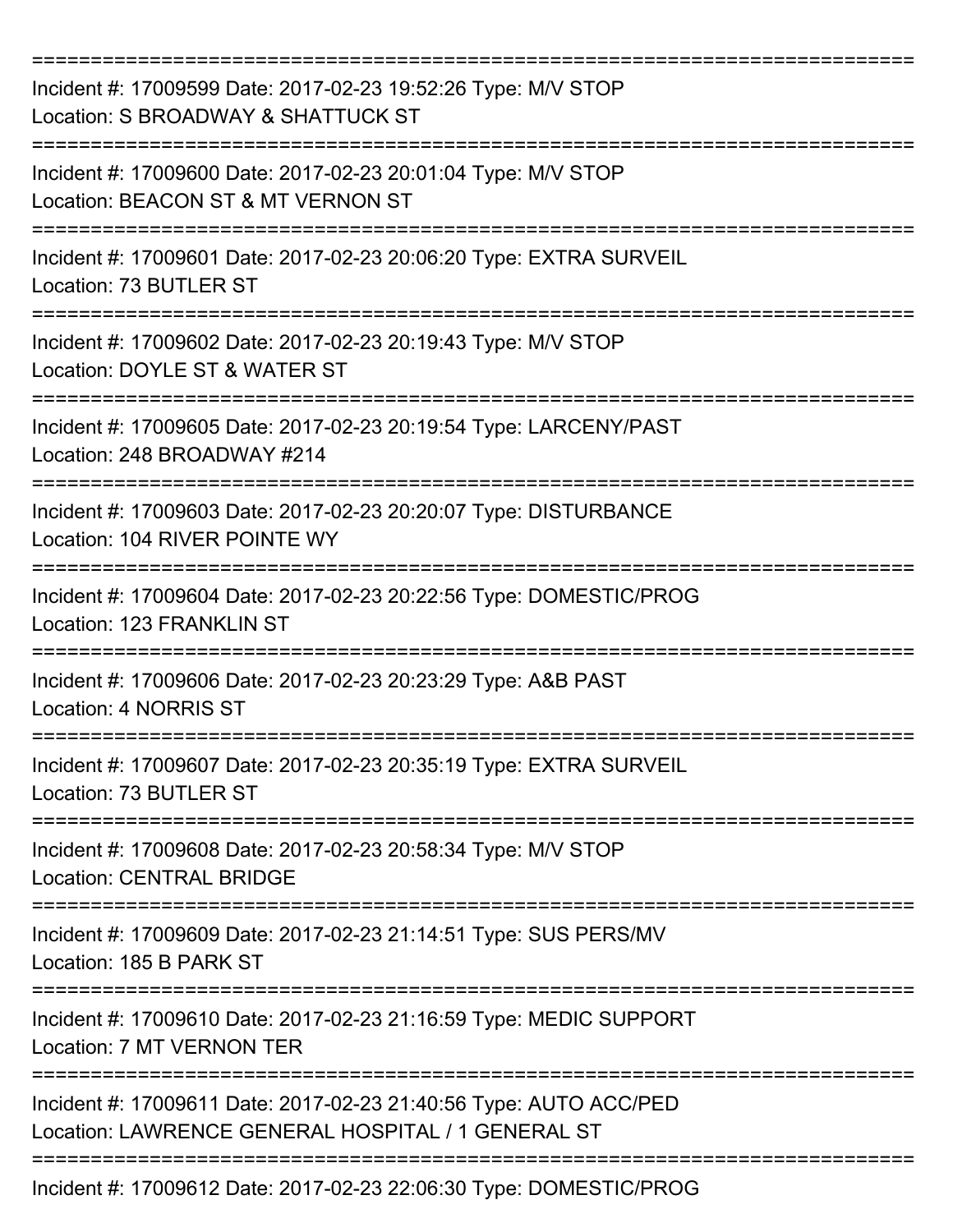===========================================================================
Incident #: 17009599 Date: 2017-02-23 19:52:26 Type: M/V STOP
Location: S BROADWAY & SHATTUCK ST
===========================================================================
Incident #: 17009600 Date: 2017-02-23 20:01:04 Type: M/V STOP
Location: BEACON ST & MT VERNON ST
===========================================================================
Incident #: 17009601 Date: 2017-02-23 20:06:20 Type: EXTRA SURVEIL
Location: 73 BUTLER ST
===========================================================================
Incident #: 17009602 Date: 2017-02-23 20:19:43 Type: M/V STOP
Location: DOYLE ST & WATER ST
===========================================================================
Incident #: 17009605 Date: 2017-02-23 20:19:54 Type: LARCENY/PAST
Location: 248 BROADWAY #214
===========================================================================
Incident #: 17009603 Date: 2017-02-23 20:20:07 Type: DISTURBANCE
Location: 104 RIVER POINTE WY
===========================================================================
Incident #: 17009604 Date: 2017-02-23 20:22:56 Type: DOMESTIC/PROG
Location: 123 FRANKLIN ST
===========================================================================
Incident #: 17009606 Date: 2017-02-23 20:23:29 Type: A&B PAST
Location: 4 NORRIS ST
===========================================================================
Incident #: 17009607 Date: 2017-02-23 20:35:19 Type: EXTRA SURVEIL
Location: 73 BUTLER ST
===========================================================================
Incident #: 17009608 Date: 2017-02-23 20:58:34 Type: M/V STOP
Location: CENTRAL BRIDGE
===========================================================================
Incident #: 17009609 Date: 2017-02-23 21:14:51 Type: SUS PERS/MV
Location: 185 B PARK ST
===========================================================================
Incident #: 17009610 Date: 2017-02-23 21:16:59 Type: MEDIC SUPPORT
Location: 7 MT VERNON TER
===========================================================================
Incident #: 17009611 Date: 2017-02-23 21:40:56 Type: AUTO ACC/PED
Location: LAWRENCE GENERAL HOSPITAL / 1 GENERAL ST
===========================================================================
Incident #: 17009612 Date: 2017-02-23 22:06:30 Type: DOMESTIC/PROG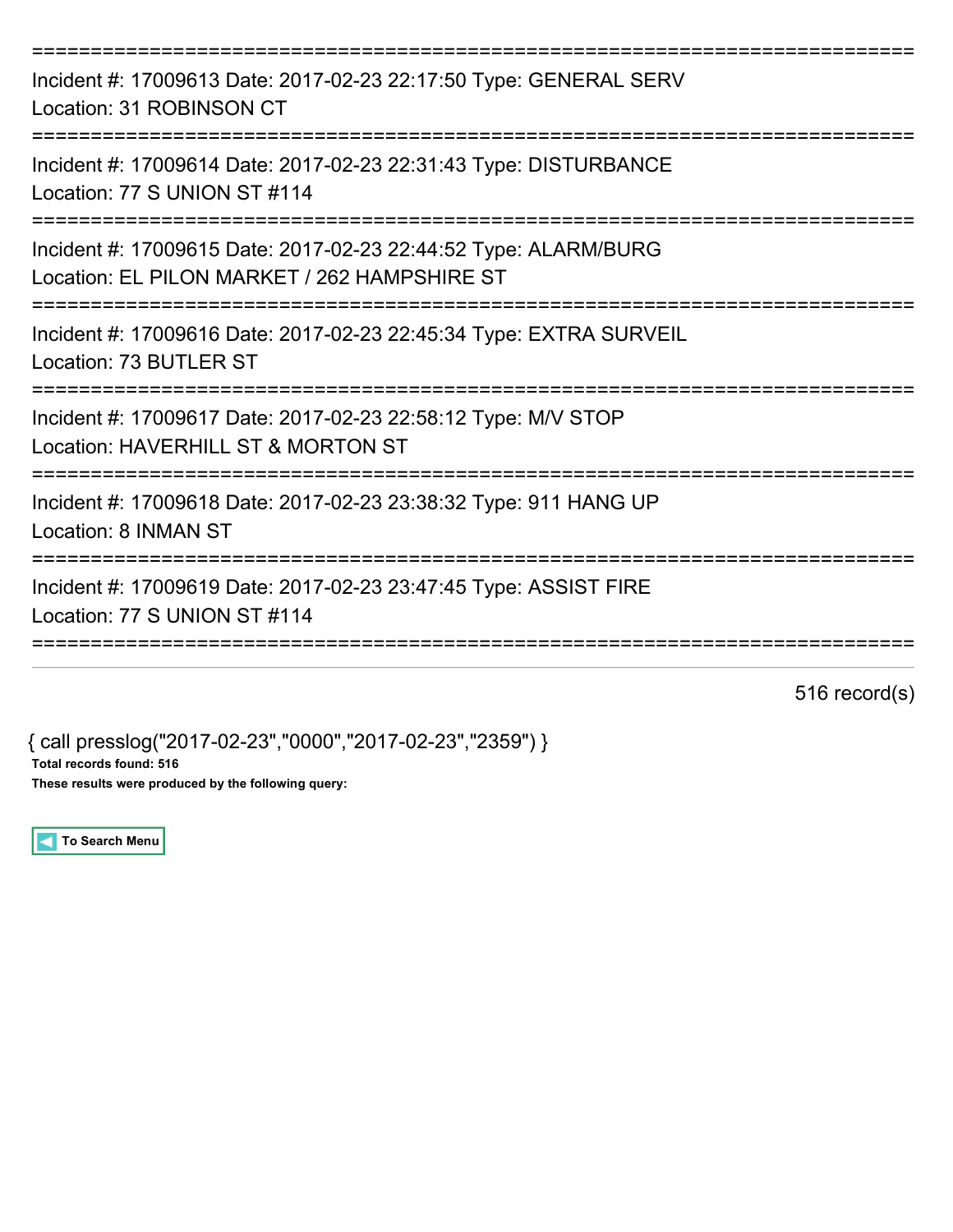===========================================================================

Incident #: 17009613 Date: 2017-02-23 22:17:50 Type: GENERAL SERV
Location: 31 ROBINSON CT

===========================================================================

Incident #: 17009614 Date: 2017-02-23 22:31:43 Type: DISTURBANCE
Location: 77 S UNION ST #114

===========================================================================

Incident #: 17009615 Date: 2017-02-23 22:44:52 Type: ALARM/BURG
Location: EL PILON MARKET / 262 HAMPSHIRE ST

===========================================================================

Incident #: 17009616 Date: 2017-02-23 22:45:34 Type: EXTRA SURVEIL
Location: 73 BUTLER ST

===========================================================================

Incident #: 17009617 Date: 2017-02-23 22:58:12 Type: M/V STOP
Location: HAVERHILL ST & MORTON ST

===========================================================================

Incident #: 17009618 Date: 2017-02-23 23:38:32 Type: 911 HANG UP
Location: 8 INMAN ST

===========================================================================

Incident #: 17009619 Date: 2017-02-23 23:47:45 Type: ASSIST FIRE
Location: 77 S UNION ST #114

===========================================================================

516 record(s)

{ call presslog("2017-02-23","0000","2017-02-23","2359") }

**Total records found: 516**

**These results were produced by the following query:**

To Search Menu